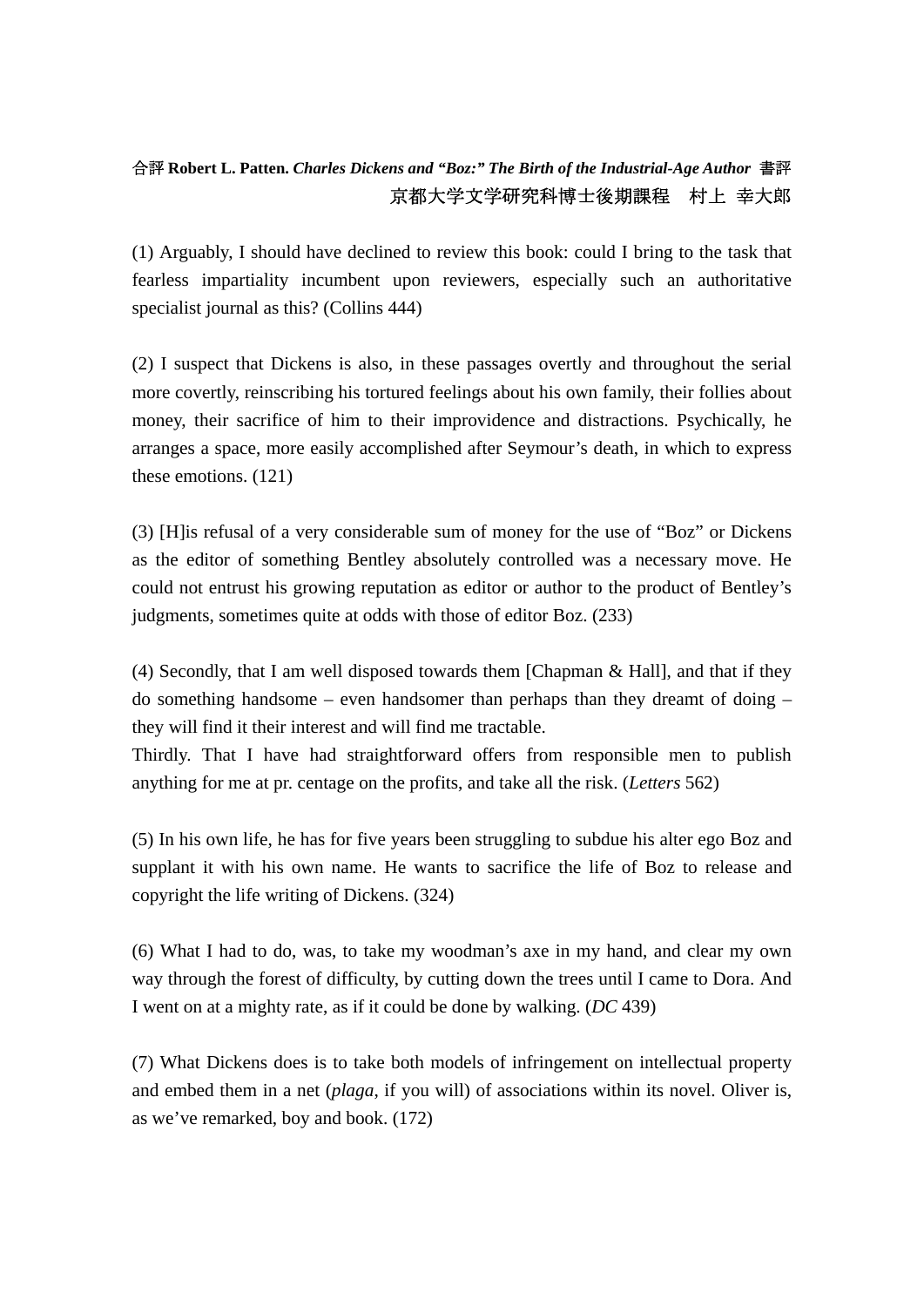合評 **Robert L. Patten. *Charles Dickens and "Boz:" The Birth of the Industrial-Age Author*** 書評

京都大学文学研究科博士後期課程　村上 幸大郎

(1) Arguably, I should have declined to review this book: could I bring to the task that fearless impartiality incumbent upon reviewers, especially such an authoritative specialist journal as this? (Collins 444)

(2) I suspect that Dickens is also, in these passages overtly and throughout the serial more covertly, reinscribing his tortured feelings about his own family, their follies about money, their sacrifice of him to their improvidence and distractions. Psychically, he arranges a space, more easily accomplished after Seymour's death, in which to express these emotions. (121)

(3) [H]is refusal of a very considerable sum of money for the use of "Boz" or Dickens as the editor of something Bentley absolutely controlled was a necessary move. He could not entrust his growing reputation as editor or author to the product of Bentley's judgments, sometimes quite at odds with those of editor Boz. (233)

(4) Secondly, that I am well disposed towards them [Chapman & Hall], and that if they do something handsome – even handsomer than perhaps than they dreamt of doing – they will find it their interest and will find me tractable.
Thirdly. That I have had straightforward offers from responsible men to publish anything for me at pr. centage on the profits, and take all the risk. (*Letters* 562)

(5) In his own life, he has for five years been struggling to subdue his alter ego Boz and supplant it with his own name. He wants to sacrifice the life of Boz to release and copyright the life writing of Dickens. (324)

(6) What I had to do, was, to take my woodman's axe in my hand, and clear my own way through the forest of difficulty, by cutting down the trees until I came to Dora. And I went on at a mighty rate, as if it could be done by walking. (*DC* 439)

(7) What Dickens does is to take both models of infringement on intellectual property and embed them in a net (*plaga*, if you will) of associations within its novel. Oliver is, as we've remarked, boy and book. (172)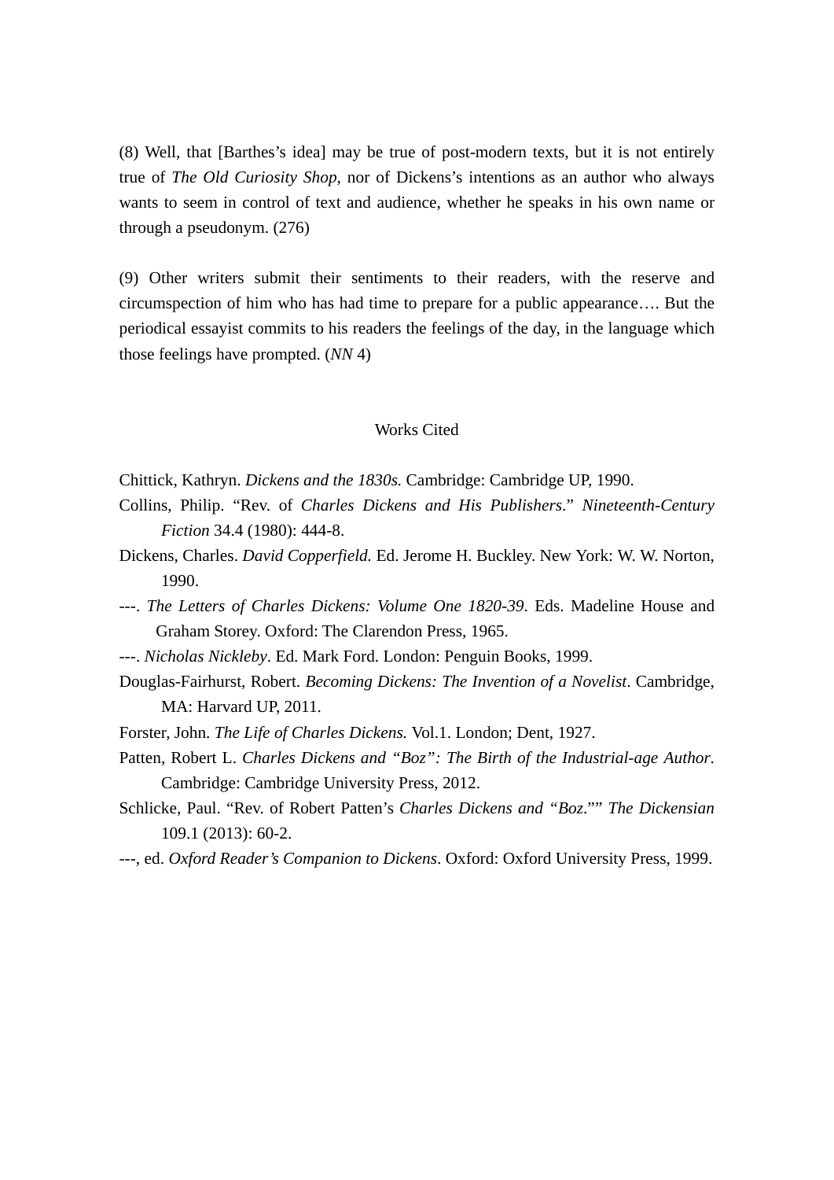(8) Well, that [Barthes's idea] may be true of post-modern texts, but it is not entirely true of *The Old Curiosity Shop*, nor of Dickens's intentions as an author who always wants to seem in control of text and audience, whether he speaks in his own name or through a pseudonym. (276)

(9) Other writers submit their sentiments to their readers, with the reserve and circumspection of him who has had time to prepare for a public appearance…. But the periodical essayist commits to his readers the feelings of the day, in the language which those feelings have prompted. (*NN* 4)

## Works Cited

Chittick, Kathryn. *Dickens and the 1830s.* Cambridge: Cambridge UP, 1990.

Collins, Philip. "Rev. of *Charles Dickens and His Publishers*." *Nineteenth-Century Fiction* 34.4 (1980): 444-8.

Dickens, Charles. *David Copperfield.* Ed. Jerome H. Buckley. New York: W. W. Norton, 1990.

---. *The Letters of Charles Dickens: Volume One 1820-39*. Eds. Madeline House and Graham Storey. Oxford: The Clarendon Press, 1965.

---. *Nicholas Nickleby*. Ed. Mark Ford. London: Penguin Books, 1999.

Douglas-Fairhurst, Robert. *Becoming Dickens: The Invention of a Novelist*. Cambridge, MA: Harvard UP, 2011.

Forster, John. *The Life of Charles Dickens.* Vol.1. London; Dent, 1927.

Patten, Robert L. *Charles Dickens and "Boz": The Birth of the Industrial-age Author.* Cambridge: Cambridge University Press, 2012.

Schlicke, Paul. "Rev. of Robert Patten's *Charles Dickens and "Boz.*"" *The Dickensian* 109.1 (2013): 60-2.

---, ed. *Oxford Reader's Companion to Dickens*. Oxford: Oxford University Press, 1999.